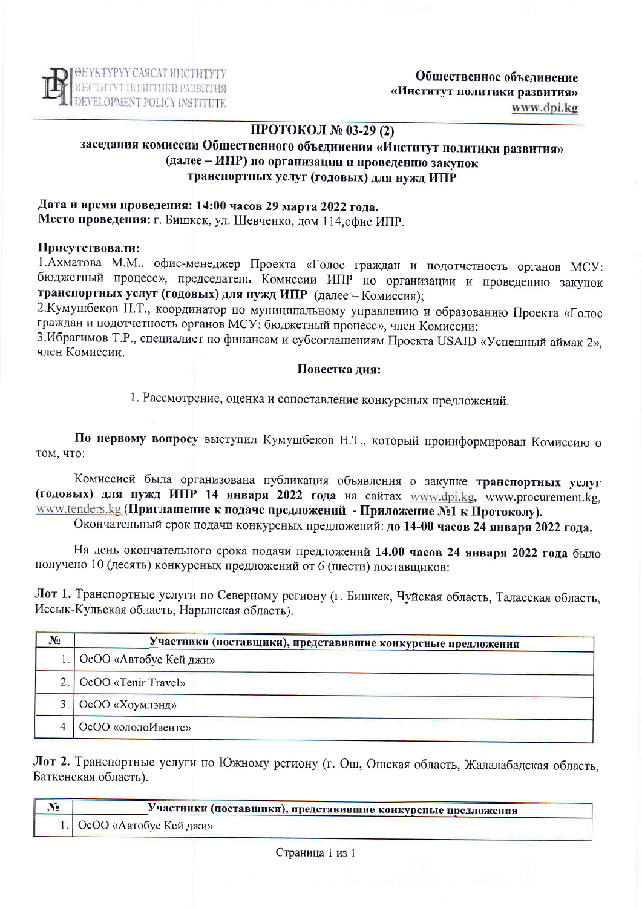ӨНҮКТҮРҮҮ САЯСАТ ИНСТИТУТУ
ИНСТИТУТ ПОЛИТИКИ РАЗВИТИЯ
DEVELOPMENT POLICY INSTITUTE

**Общественное объединение**
**«Институт политики развития»**
www.dpi.kg

## ПРОТОКОЛ № 03-29 (2)

### заседания комиссии Общественного объединения «Институт политики развития» (далее – ИПР) по организации и проведению закупок транспортных услуг (годовых) для нужд ИПР

**Дата и время проведения: 14:00 часов 29 марта 2022 года.**
**Место проведения:** г. Бишкек, ул. Шевченко, дом 114,офис ИПР.

**Присутствовали:**

1.Ахматова М.М., офис-менеджер Проекта «Голос граждан и подотчетность органов МСУ: бюджетный процесс», председатель Комиссии ИПР по организации и проведению закупок **транспортных услуг (годовых) для нужд ИПР** (далее – Комиссия);

2.Кумушбеков Н.Т., координатор по муниципальному управлению и образованию Проекта «Голос граждан и подотчетность органов МСУ: бюджетный процесс», член Комиссии;

3.Ибрагимов Т.Р., специалист по финансам и субсоглашениям Проекта USAID «Успешный аймак 2», член Комиссии.

**Повестка дня:**

1. Рассмотрение, оценка и сопоставление конкурсных предложений.

**По первому вопросу** выступил Кумушбеков Н.Т., который проинформировал Комиссию о том, что:

Комиссией была организована публикация объявления о закупке **транспортных услуг (годовых) для нужд ИПР 14 января 2022 года** на сайтах www.dpi.kg, www.procurement.kg, www.tenders.kg (**Приглашение к подаче предложений - Приложение №1 к Протоколу).**

Окончательный срок подачи конкурсных предложений: **до 14-00 часов 24 января 2022 года.**

На день окончательного срока подачи предложений **14.00 часов 24 января 2022 года** было получено 10 (десять) конкурсных предложений от 6 (шести) поставщиков:

**Лот 1.** Транспортные услуги по Северному региону (г. Бишкек, Чуйская область, Таласская область, Иссык-Кульская область, Нарынская область).

| № | Участники (поставщики), представившие конкурсные предложения |
|---|---|
| 1. | ОсОО «Автобус Кей джи» |
| 2. | ОсОО «Tenir Travel» |
| 3. | ОсОО «Хоумлэнд» |
| 4. | ОсОО «ололоИвентс» |

**Лот 2.** Транспортные услуги по Южному региону (г. Ош, Ошская область, Жалалабадская область, Баткенская область).

| № | Участники (поставщики), представившие конкурсные предложения |
|---|---|
| 1. | ОсОО «Автобус Кей джи» |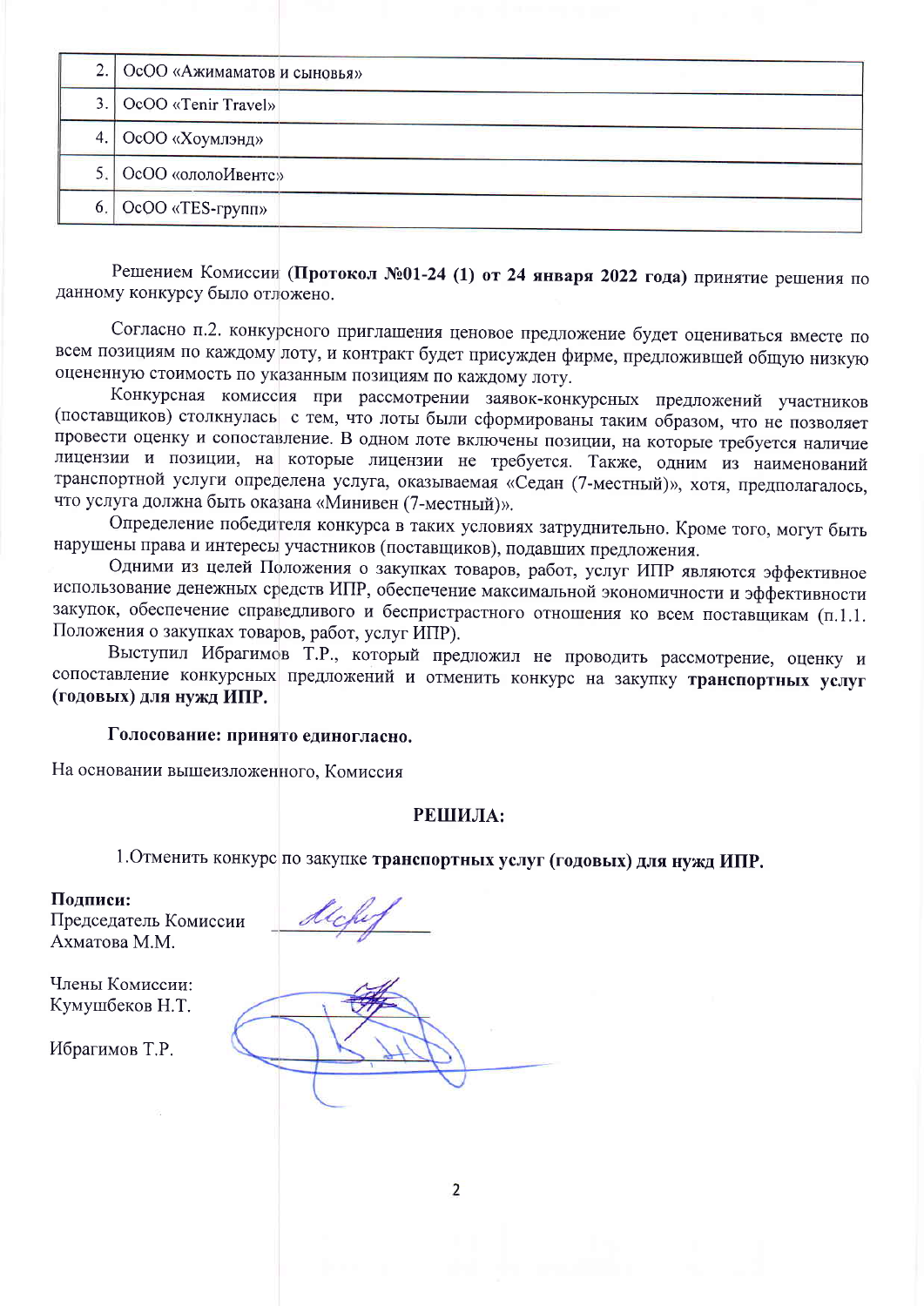| | |
|---|---|
| 2. | ОсОО «Ажимаматов и сыновья» |
| 3. | ОсОО «Tenir Travel» |
| 4. | ОсОО «Хоумлэнд» |
| 5. | ОсОО «ололоИвентс» |
| 6. | ОсОО «TES-групп» |

Решением Комиссии (**Протокол №01-24 (1) от 24 января 2022 года**) принятие решения по данному конкурсу было отложено.

Согласно п.2. конкурсного приглашения ценовое предложение будет оцениваться вместе по всем позициям по каждому лоту, и контракт будет присужден фирме, предложившей общую низкую оцененную стоимость по указанным позициям по каждому лоту.

Конкурсная комиссия при рассмотрении заявок-конкурсных предложений участников (поставщиков) столкнулась с тем, что лоты были сформированы таким образом, что не позволяет провести оценку и сопоставление. В одном лоте включены позиции, на которые требуется наличие лицензии и позиции, на которые лицензии не требуется. Также, одним из наименований транспортной услуги определена услуга, оказываемая «Седан (7-местный)», хотя, предполагалось, что услуга должна быть оказана «Минивен (7-местный)».

Определение победителя конкурса в таких условиях затруднительно. Кроме того, могут быть нарушены права и интересы участников (поставщиков), подавших предложения.

Одними из целей Положения о закупках товаров, работ, услуг ИПР являются эффективное использование денежных средств ИПР, обеспечение максимальной экономичности и эффективности закупок, обеспечение справедливого и беспристрастного отношения ко всем поставщикам (п.1.1. Положения о закупках товаров, работ, услуг ИПР).

Выступил Ибрагимов Т.Р., который предложил не проводить рассмотрение, оценку и сопоставление конкурсных предложений и отменить конкурс на закупку **транспортных услуг (годовых) для нужд ИПР.**

**Голосование: принято единогласно.**

На основании вышеизложенного, Комиссия

**РЕШИЛА:**

1.Отменить конкурс по закупке **транспортных услуг (годовых) для нужд ИПР.**

**Подписи:**
Председатель Комиссии
Ахматова М.М.

Члены Комиссии:
Кумушбеков Н.Т.

Ибрагимов Т.Р.